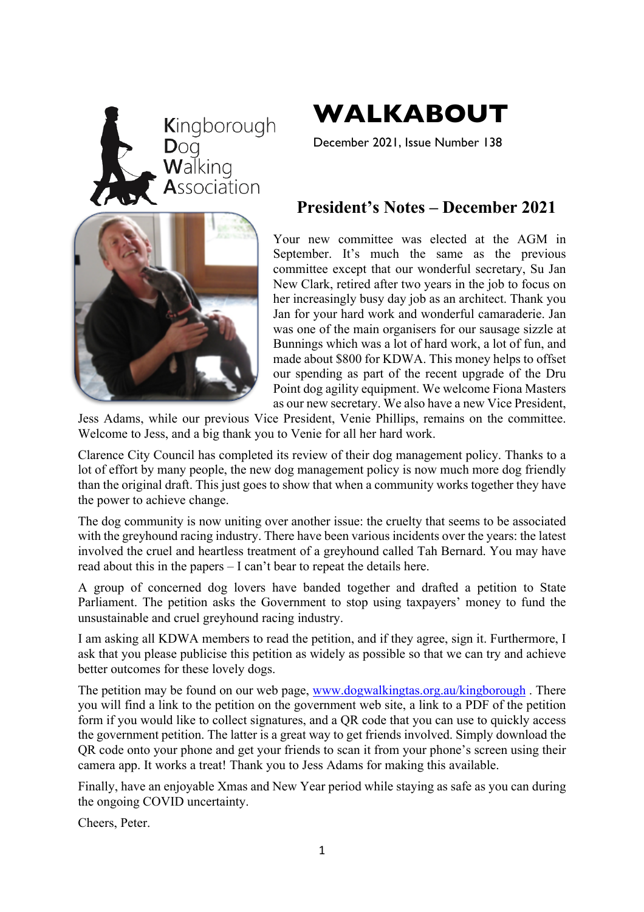Kingborough Dog Walking Association

# WALKABOUT

December 2021, Issue Number 138

## President's Notes – December 2021

Your new committee was elected at the AGM in September. It's much the same as the previous committee except that our wonderful secretary, Su Jan New Clark, retired after two years in the job to focus on her increasingly busy day job as an architect. Thank you Jan for your hard work and wonderful camaraderie. Jan was one of the main organisers for our sausage sizzle at Bunnings which was a lot of hard work, a lot of fun, and made about $800 for KDWA. This money helps to offset our spending as part of the recent upgrade of the Dru Point dog agility equipment. We welcome Fiona Masters as our new secretary. We also have a new Vice President, Jess Adams, while our previous Vice President, Venie Phillips, remains on the committee. Welcome to Jess, and a big thank you to Venie for all her hard work.

Clarence City Council has completed its review of their dog management policy. Thanks to a lot of effort by many people, the new dog management policy is now much more dog friendly than the original draft. This just goes to show that when a community works together they have the power to achieve change.

The dog community is now uniting over another issue: the cruelty that seems to be associated with the greyhound racing industry. There have been various incidents over the years: the latest involved the cruel and heartless treatment of a greyhound called Tah Bernard. You may have read about this in the papers – I can't bear to repeat the details here.

A group of concerned dog lovers have banded together and drafted a petition to State Parliament. The petition asks the Government to stop using taxpayers' money to fund the unsustainable and cruel greyhound racing industry.

I am asking all KDWA members to read the petition, and if they agree, sign it. Furthermore, I ask that you please publicise this petition as widely as possible so that we can try and achieve better outcomes for these lovely dogs.

The petition may be found on our web page, [www.dogwalkingtas.org.au/kingborough](http://www.dogwalkingtas.org.au/kingborough) . There you will find a link to the petition on the government web site, a link to a PDF of the petition form if you would like to collect signatures, and a QR code that you can use to quickly access the government petition. The latter is a great way to get friends involved. Simply download the QR code onto your phone and get your friends to scan it from your phone's screen using their camera app. It works a treat! Thank you to Jess Adams for making this available.

Finally, have an enjoyable Xmas and New Year period while staying as safe as you can during the ongoing COVID uncertainty.

Cheers, Peter.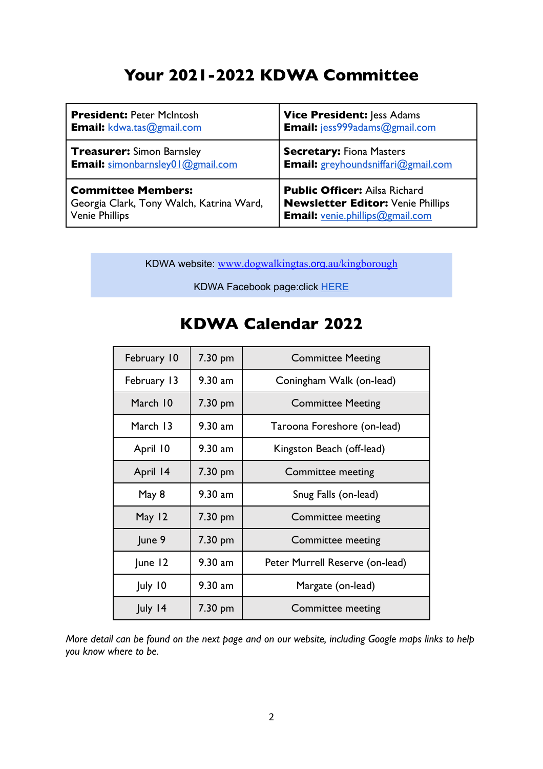# Your 2021-2022 KDWA Committee

| | |
|---|---|
| **President:** Peter McIntosh<br>**Email:** kdwa.tas@gmail.com | **Vice President:** Jess Adams<br>**Email:** jess999adams@gmail.com |
| **Treasurer:** Simon Barnsley<br>**Email:** simonbarnsley01@gmail.com | **Secretary:** Fiona Masters<br>**Email:** greyhoundsniffari@gmail.com |
| **Committee Members:**<br>Georgia Clark, Tony Walch, Katrina Ward, Venie Phillips | **Public Officer:** Ailsa Richard<br>**Newsletter Editor:** Venie Phillips<br>**Email:** venie.phillips@gmail.com |

KDWA website: www.dogwalkingtas.org.au/kingborough

KDWA Facebook page:click HERE

# KDWA Calendar 2022

| | | |
|---|---|---|
| February 10 | 7.30 pm | Committee Meeting |
| February 13 | 9.30 am | Coningham Walk (on-lead) |
| March 10 | 7.30 pm | Committee Meeting |
| March 13 | 9.30 am | Taroona Foreshore (on-lead) |
| April 10 | 9.30 am | Kingston Beach (off-lead) |
| April 14 | 7.30 pm | Committee meeting |
| May 8 | 9.30 am | Snug Falls (on-lead) |
| May 12 | 7.30 pm | Committee meeting |
| June 9 | 7.30 pm | Committee meeting |
| June 12 | 9.30 am | Peter Murrell Reserve (on-lead) |
| July 10 | 9.30 am | Margate (on-lead) |
| July 14 | 7.30 pm | Committee meeting |

*More detail can be found on the next page and on our website, including Google maps links to help you know where to be.*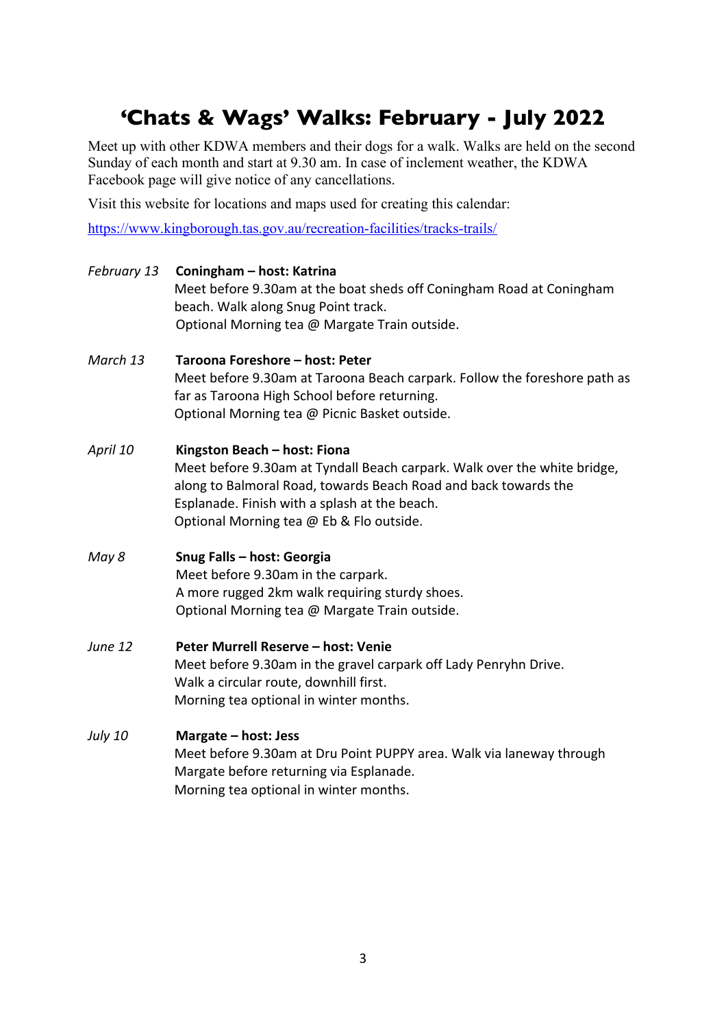# 'Chats & Wags' Walks: February - July 2022

Meet up with other KDWA members and their dogs for a walk. Walks are held on the second Sunday of each month and start at 9.30 am. In case of inclement weather, the KDWA Facebook page will give notice of any cancellations.

Visit this website for locations and maps used for creating this calendar:

https://www.kingborough.tas.gov.au/recreation-facilities/tracks-trails/

*February 13* **Coningham – host: Katrina**
Meet before 9.30am at the boat sheds off Coningham Road at Coningham beach. Walk along Snug Point track.
Optional Morning tea @ Margate Train outside.

*March 13* **Taroona Foreshore – host: Peter**
Meet before 9.30am at Taroona Beach carpark. Follow the foreshore path as far as Taroona High School before returning.
Optional Morning tea @ Picnic Basket outside.

*April 10* **Kingston Beach – host: Fiona**
Meet before 9.30am at Tyndall Beach carpark. Walk over the white bridge, along to Balmoral Road, towards Beach Road and back towards the Esplanade. Finish with a splash at the beach.
Optional Morning tea @ Eb & Flo outside.

*May 8* **Snug Falls – host: Georgia**
Meet before 9.30am in the carpark.
A more rugged 2km walk requiring sturdy shoes.
Optional Morning tea @ Margate Train outside.

*June 12* **Peter Murrell Reserve – host: Venie**
Meet before 9.30am in the gravel carpark off Lady Penryhn Drive.
Walk a circular route, downhill first.
Morning tea optional in winter months.

*July 10* **Margate – host: Jess**
Meet before 9.30am at Dru Point PUPPY area. Walk via laneway through Margate before returning via Esplanade.
Morning tea optional in winter months.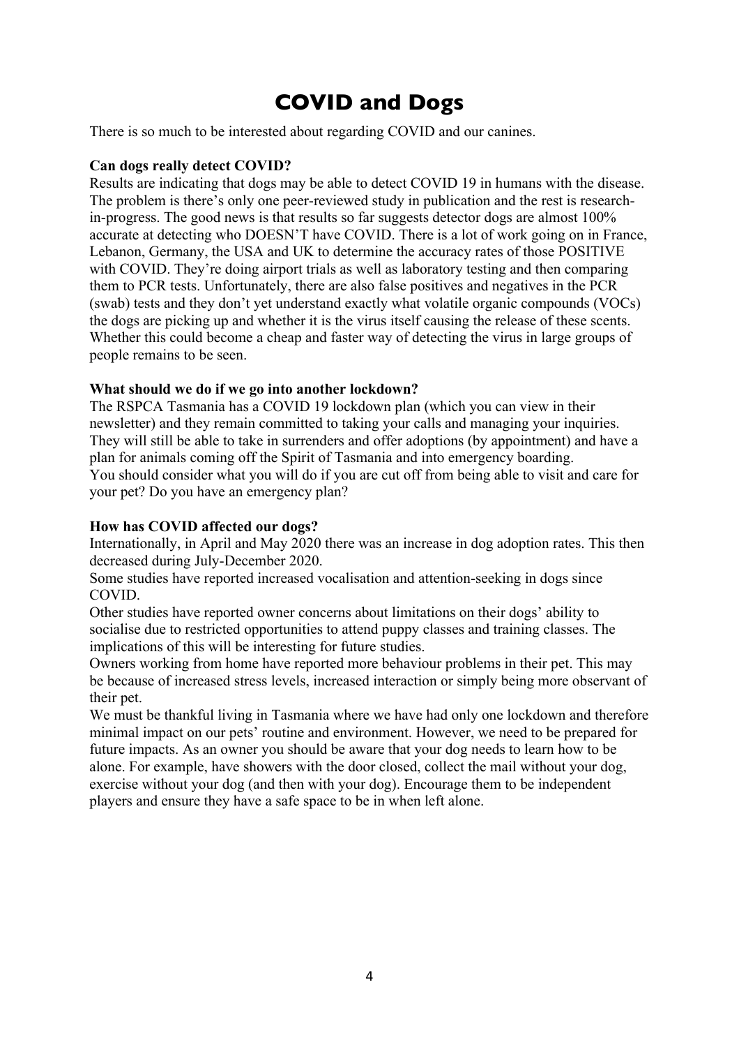# COVID and Dogs

There is so much to be interested about regarding COVID and our canines.

**Can dogs really detect COVID?**

Results are indicating that dogs may be able to detect COVID 19 in humans with the disease. The problem is there's only one peer-reviewed study in publication and the rest is research-in-progress. The good news is that results so far suggests detector dogs are almost 100% accurate at detecting who DOESN'T have COVID. There is a lot of work going on in France, Lebanon, Germany, the USA and UK to determine the accuracy rates of those POSITIVE with COVID. They're doing airport trials as well as laboratory testing and then comparing them to PCR tests. Unfortunately, there are also false positives and negatives in the PCR (swab) tests and they don't yet understand exactly what volatile organic compounds (VOCs) the dogs are picking up and whether it is the virus itself causing the release of these scents. Whether this could become a cheap and faster way of detecting the virus in large groups of people remains to be seen.

**What should we do if we go into another lockdown?**

The RSPCA Tasmania has a COVID 19 lockdown plan (which you can view in their newsletter) and they remain committed to taking your calls and managing your inquiries. They will still be able to take in surrenders and offer adoptions (by appointment) and have a plan for animals coming off the Spirit of Tasmania and into emergency boarding.
You should consider what you will do if you are cut off from being able to visit and care for your pet? Do you have an emergency plan?

**How has COVID affected our dogs?**

Internationally, in April and May 2020 there was an increase in dog adoption rates. This then decreased during July-December 2020.
Some studies have reported increased vocalisation and attention-seeking in dogs since COVID.
Other studies have reported owner concerns about limitations on their dogs' ability to socialise due to restricted opportunities to attend puppy classes and training classes. The implications of this will be interesting for future studies.
Owners working from home have reported more behaviour problems in their pet. This may be because of increased stress levels, increased interaction or simply being more observant of their pet.
We must be thankful living in Tasmania where we have had only one lockdown and therefore minimal impact on our pets' routine and environment. However, we need to be prepared for future impacts. As an owner you should be aware that your dog needs to learn how to be alone. For example, have showers with the door closed, collect the mail without your dog, exercise without your dog (and then with your dog). Encourage them to be independent players and ensure they have a safe space to be in when left alone.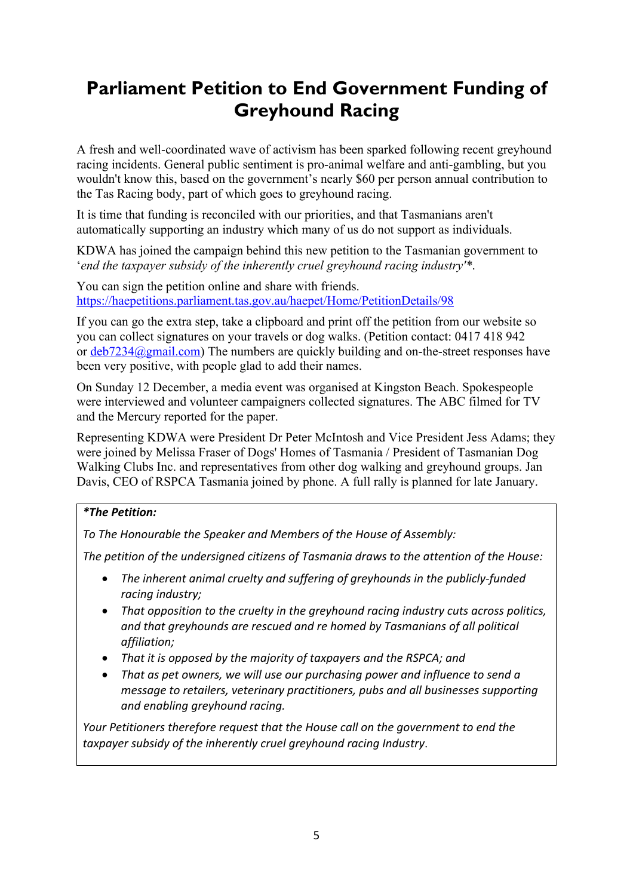# Parliament Petition to End Government Funding of Greyhound Racing

A fresh and well-coordinated wave of activism has been sparked following recent greyhound racing incidents. General public sentiment is pro-animal welfare and anti-gambling, but you wouldn't know this, based on the government's nearly $60 per person annual contribution to the Tas Racing body, part of which goes to greyhound racing.

It is time that funding is reconciled with our priorities, and that Tasmanians aren't automatically supporting an industry which many of us do not support as individuals.

KDWA has joined the campaign behind this new petition to the Tasmanian government to '*end the taxpayer subsidy of the inherently cruel greyhound racing industry'**.

You can sign the petition online and share with friends.
https://haepetitions.parliament.tas.gov.au/haepet/Home/PetitionDetails/98

If you can go the extra step, take a clipboard and print off the petition from our website so you can collect signatures on your travels or dog walks. (Petition contact: 0417 418 942 or deb7234@gmail.com) The numbers are quickly building and on-the-street responses have been very positive, with people glad to add their names.

On Sunday 12 December, a media event was organised at Kingston Beach. Spokespeople were interviewed and volunteer campaigners collected signatures. The ABC filmed for TV and the Mercury reported for the paper.

Representing KDWA were President Dr Peter McIntosh and Vice President Jess Adams; they were joined by Melissa Fraser of Dogs' Homes of Tasmania / President of Tasmanian Dog Walking Clubs Inc. and representatives from other dog walking and greyhound groups. Jan Davis, CEO of RSPCA Tasmania joined by phone. A full rally is planned for late January.

***The Petition:***

*To The Honourable the Speaker and Members of the House of Assembly:*

*The petition of the undersigned citizens of Tasmania draws to the attention of the House:*

- *The inherent animal cruelty and suffering of greyhounds in the publicly-funded racing industry;*
- *That opposition to the cruelty in the greyhound racing industry cuts across politics, and that greyhounds are rescued and re homed by Tasmanians of all political affiliation;*
- *That it is opposed by the majority of taxpayers and the RSPCA; and*
- *That as pet owners, we will use our purchasing power and influence to send a message to retailers, veterinary practitioners, pubs and all businesses supporting and enabling greyhound racing.*

*Your Petitioners therefore request that the House call on the government to end the taxpayer subsidy of the inherently cruel greyhound racing Industry*.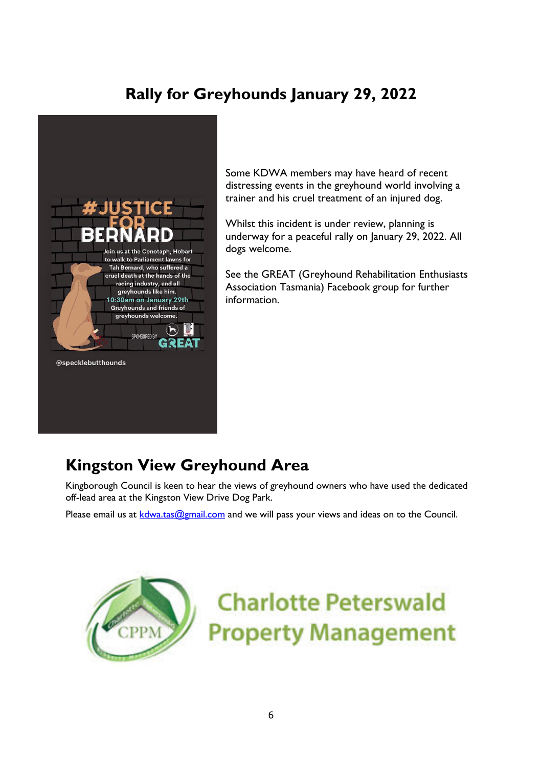## Rally for Greyhounds January 29, 2022

#JUSTICE FOR BERNARD

Join us at the Cenotaph, Hobart to walk to Parliament lawns for Tah Bernard, who suffered a cruel death at the hands of the racing industry, and all greyhounds like him.

10:30am on January 29th

Greyhounds and friends of greyhounds welcome.

SPONSORED BY GREAT

@specklebutthounds

Some KDWA members may have heard of recent distressing events in the greyhound world involving a trainer and his cruel treatment of an injured dog.

Whilst this incident is under review, planning is underway for a peaceful rally on January 29, 2022. All dogs welcome.

See the GREAT (Greyhound Rehabilitation Enthusiasts Association Tasmania) Facebook group for further information.

## Kingston View Greyhound Area

Kingborough Council is keen to hear the views of greyhound owners who have used the dedicated off-lead area at the Kingston View Drive Dog Park.

Please email us at [kdwa.tas@gmail.com](mailto:kdwa.tas@gmail.com) and we will pass your views and ideas on to the Council.

CPPM Charlotte Peterswald Property Management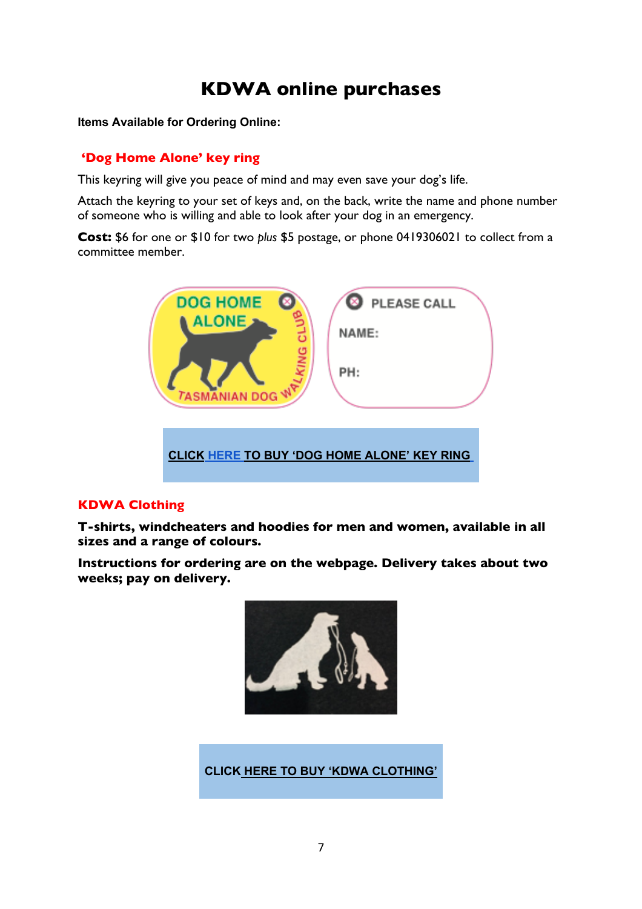# KDWA online purchases

**Items Available for Ordering Online:**

## 'Dog Home Alone' key ring

This keyring will give you peace of mind and may even save your dog's life.

Attach the keyring to your set of keys and, on the back, write the name and phone number of someone who is willing and able to look after your dog in an emergency.

**Cost:** $6 for one or $10 for two *plus* $5 postage, or phone 0419306021 to collect from a committee member.

**CLICK HERE TO BUY 'DOG HOME ALONE' KEY RING**

## KDWA Clothing

**T-shirts, windcheaters and hoodies for men and women, available in all sizes and a range of colours.**

**Instructions for ordering are on the webpage. Delivery takes about two weeks; pay on delivery.**

**CLICK HERE TO BUY 'KDWA CLOTHING'**